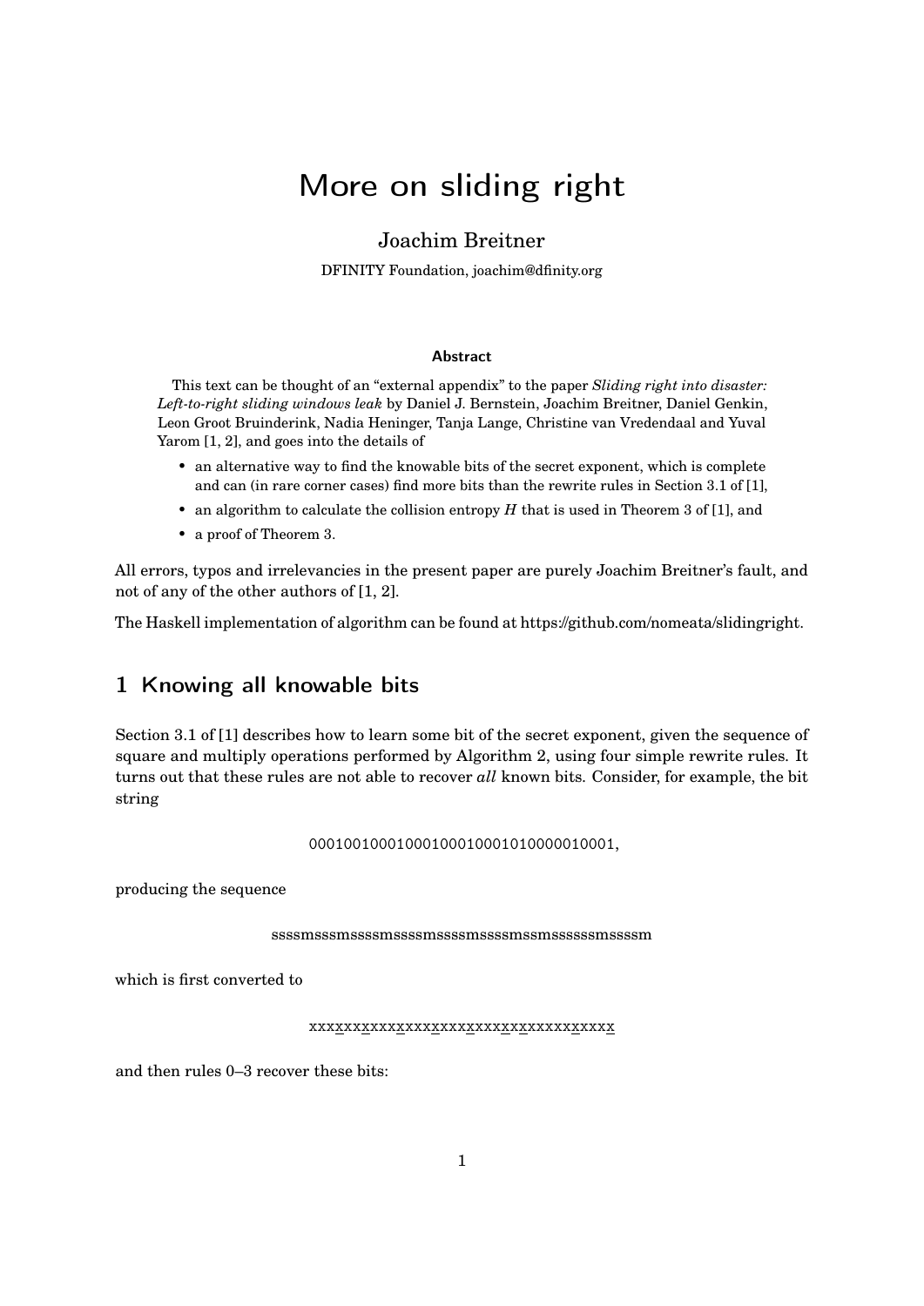# More on sliding right

Joachim Breitner

DFINITY Foundation, joachim@dfinity.org

### Abstract

This text can be thought of an "external appendix" to the paper *Sliding right into disaster: Left-to-right sliding windows leak* by Daniel J. Bernstein, Joachim Breitner, Daniel Genkin, Leon Groot Bruinderink, Nadia Heninger, Tanja Lange, Christine van Vredendaal and Yuval Yarom [1, 2], and goes into the details of

- an alternative way to find the knowable bits of the secret exponent, which is complete and can (in rare corner cases) find more bits than the rewrite rules in Section 3.1 of [1],
- an algorithm to calculate the collision entropy $H$ that is used in Theorem 3 of [1], and
- a proof of Theorem 3.

All errors, typos and irrelevancies in the present paper are purely Joachim Breitner's fault, and not of any of the other authors of [1, 2].

The Haskell implementation of algorithm can be found at https://github.com/nomeata/slidingright.

## 1 Knowing all knowable bits

Section 3.1 of [1] describes how to learn some bit of the secret exponent, given the sequence of square and multiply operations performed by Algorithm 2, using four simple rewrite rules. It turns out that these rules are not able to recover *all* known bits. Consider, for example, the bit string

00010010001000100010001010000010001,

producing the sequence

ssssmsssmssssmssssmssssmssssmssmsssssssmssssm

which is first converted to

xxx<u>x</u>xx<u>x</u>xxx<u>x</u>xxx<u>x</u>xxx<u>x</u>xxx<u>x</u>x<u>x</u>xxxxx<u>x</u>xxx<u>x</u>

and then rules 0–3 recover these bits: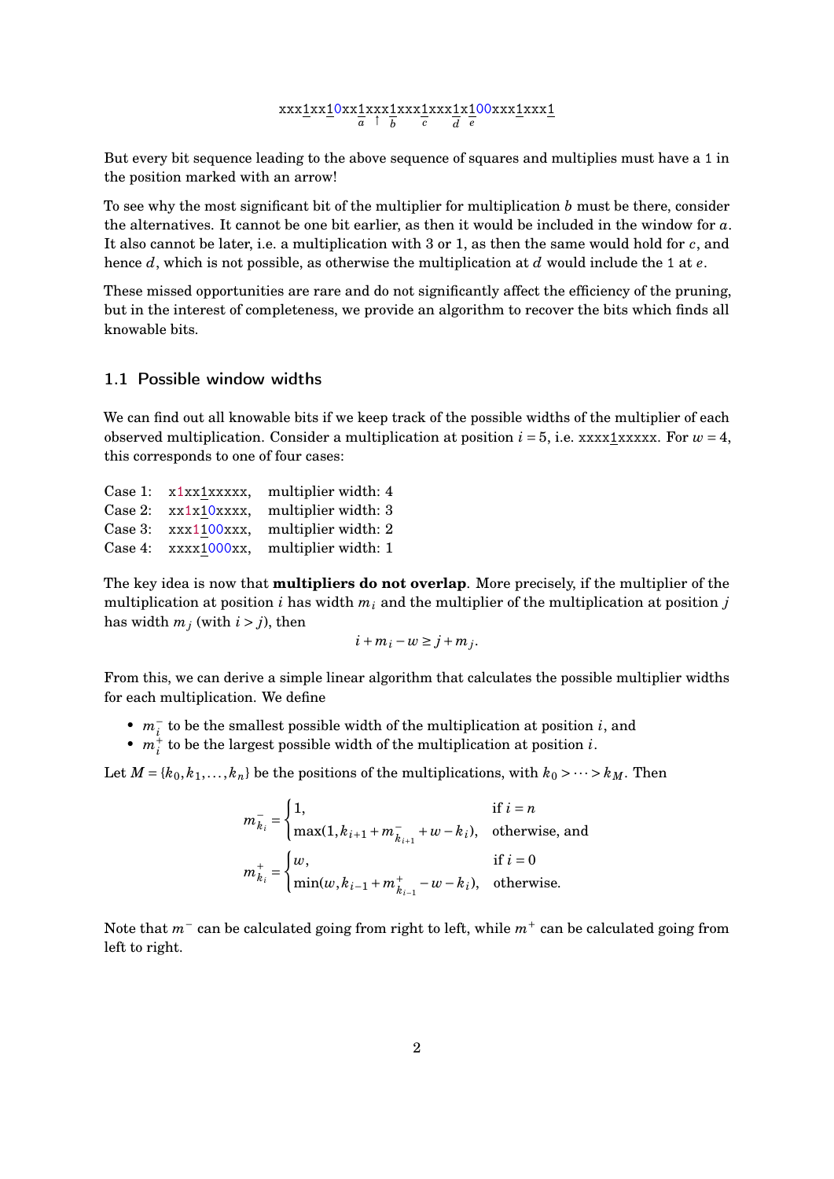```
xxx1xx10xx1xxx1xxx1xxx1x100xxx1xxx1
          a ↑  b   c   d e
```

But every bit sequence leading to the above sequence of squares and multiplies must have a 1 in the position marked with an arrow!

To see why the most significant bit of the multiplier for multiplication $b$ must be there, consider the alternatives. It cannot be one bit earlier, as then it would be included in the window for $a$. It also cannot be later, i.e. a multiplication with 3 or 1, as then the same would hold for $c$, and hence $d$, which is not possible, as otherwise the multiplication at $d$ would include the 1 at $e$.

These missed opportunities are rare and do not significantly affect the efficiency of the pruning, but in the interest of completeness, we provide an algorithm to recover the bits which finds all knowable bits.

## 1.1 Possible window widths

We can find out all knowable bits if we keep track of the possible widths of the multiplier of each observed multiplication. Consider a multiplication at position $i = 5$, i.e. xxxx1xxxxx. For $w = 4$, this corresponds to one of four cases:

Case 1: x1xx1xxxxx, multiplier width: 4
Case 2: xx1x10xxxx, multiplier width: 3
Case 3: xxx1100xxx, multiplier width: 2
Case 4: xxxx1000xx, multiplier width: 1

The key idea is now that **multipliers do not overlap**. More precisely, if the multiplier of the multiplication at position $i$ has width $m_i$ and the multiplier of the multiplication at position $j$ has width $m_j$ (with $i > j$), then

$$i + m_i - w \geq j + m_j.$$

From this, we can derive a simple linear algorithm that calculates the possible multiplier widths for each multiplication. We define

- $m_i^-$ to be the smallest possible width of the multiplication at position $i$, and
- $m_i^+$ to be the largest possible width of the multiplication at position $i$.

Let $M = \{k_0, k_1, \ldots, k_n\}$ be the positions of the multiplications, with $k_0 > \cdots > k_M$. Then

$$m_{k_i}^- = \begin{cases} 1, & \text{if } i = n \\ \max(1, k_{i+1} + m_{k_{i+1}}^- + w - k_i), & \text{otherwise, and} \end{cases}$$

$$m_{k_i}^+ = \begin{cases} w, & \text{if } i = 0 \\ \min(w, k_{i-1} + m_{k_{i-1}}^+ - w - k_i), & \text{otherwise.} \end{cases}$$

Note that $m^-$ can be calculated going from right to left, while $m^+$ can be calculated going from left to right.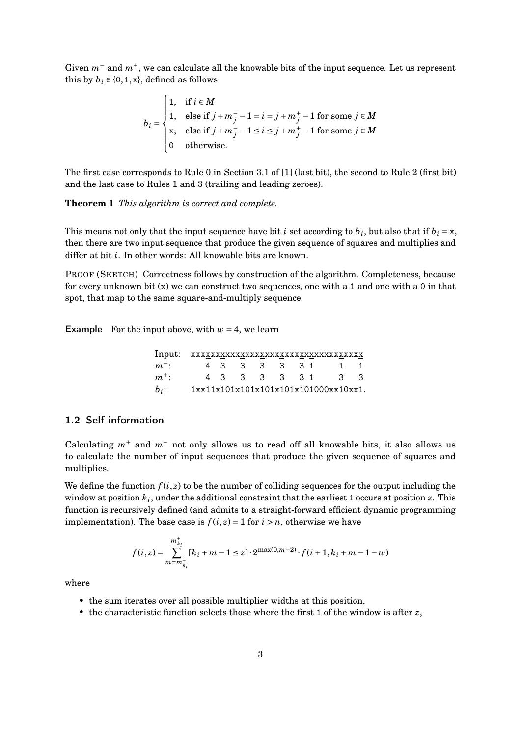Given $m^-$ and $m^+$, we can calculate all the knowable bits of the input sequence. Let us represent this by $b_i \in \{0, 1, x\}$, defined as follows:

$$b_i = \begin{cases} 1, & \text{if } i \in M \\ 1, & \text{else if } j + m_j^- - 1 = i = j + m_j^+ - 1 \text{ for some } j \in M \\ x, & \text{else if } j + m_j^- - 1 \leq i \leq j + m_j^+ - 1 \text{ for some } j \in M \\ 0 & \text{otherwise.} \end{cases}$$

The first case corresponds to Rule 0 in Section 3.1 of [1] (last bit), the second to Rule 2 (first bit) and the last case to Rules 1 and 3 (trailing and leading zeroes).

**Theorem 1** *This algorithm is correct and complete.*

This means not only that the input sequence have bit $i$ set according to $b_i$, but also that if $b_i = x$, then there are two input sequence that produce the given sequence of squares and multiplies and differ at bit $i$. In other words: All knowable bits are known.

PROOF (SKETCH) Correctness follows by construction of the algorithm. Completeness, because for every unknown bit (x) we can construct two sequences, one with a 1 and one with a 0 in that spot, that map to the same square-and-multiply sequence.

**Example** For the input above, with $w = 4$, we learn

```
Input:  xxxxxxxxxxxxxxxxxxxxxxxxxxxxxxxxxxxxx
m⁻:        4  3    3    3    3    3  1       1    1
m⁺:        4  3    3    3    3    3  1       3    3
b_i:    1xx11x101x101x101x101x101000xx10xx1.
```

## 1.2 Self-information

Calculating $m^+$ and $m^-$ not only allows us to read off all knowable bits, it also allows us to calculate the number of input sequences that produce the given sequence of squares and multiplies.

We define the function $f(i,z)$ to be the number of colliding sequences for the output including the window at position $k_i$, under the additional constraint that the earliest 1 occurs at position $z$. This function is recursively defined (and admits to a straight-forward efficient dynamic programming implementation). The base case is $f(i,z) = 1$ for $i > n$, otherwise we have

$$f(i,z) = \sum_{m=m_{k_i}^-}^{m_{k_i}^+} [k_i + m - 1 \leq z] \cdot 2^{\max(0,m-2)} \cdot f(i+1, k_i + m - 1 - w)$$

where

- the sum iterates over all possible multiplier widths at this position,
- the characteristic function selects those where the first 1 of the window is after $z$,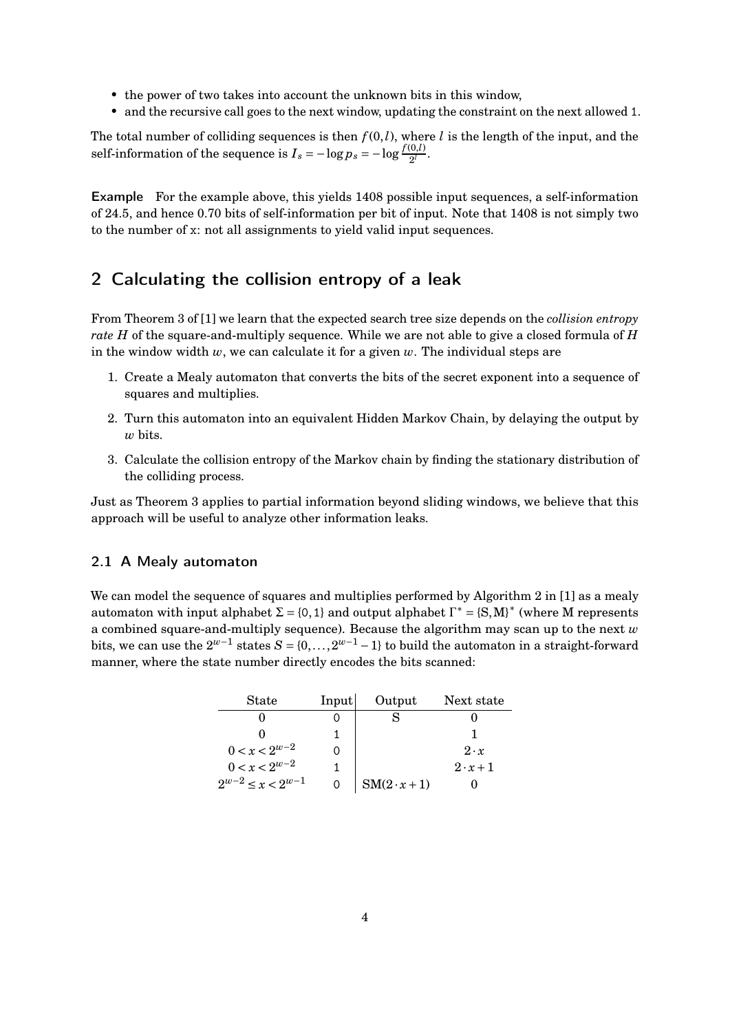- the power of two takes into account the unknown bits in this window,
- and the recursive call goes to the next window, updating the constraint on the next allowed 1.

The total number of colliding sequences is then $f(0,l)$, where $l$ is the length of the input, and the self-information of the sequence is $I_s = -\log p_s = -\log \frac{f(0,l)}{2^l}$.

**Example** For the example above, this yields 1408 possible input sequences, a self-information of 24.5, and hence 0.70 bits of self-information per bit of input. Note that 1408 is not simply two to the number of x: not all assignments to yield valid input sequences.

## 2 Calculating the collision entropy of a leak

From Theorem 3 of [1] we learn that the expected search tree size depends on the *collision entropy rate* $H$ of the square-and-multiply sequence. While we are not able to give a closed formula of $H$ in the window width $w$, we can calculate it for a given $w$. The individual steps are

1. Create a Mealy automaton that converts the bits of the secret exponent into a sequence of squares and multiplies.
2. Turn this automaton into an equivalent Hidden Markov Chain, by delaying the output by $w$ bits.
3. Calculate the collision entropy of the Markov chain by finding the stationary distribution of the colliding process.

Just as Theorem 3 applies to partial information beyond sliding windows, we believe that this approach will be useful to analyze other information leaks.

### 2.1 A Mealy automaton

We can model the sequence of squares and multiplies performed by Algorithm 2 in [1] as a mealy automaton with input alphabet $\Sigma = \{0,1\}$ and output alphabet $\Gamma^* = \{\text{S},\text{M}\}^*$ (where M represents a combined square-and-multiply sequence). Because the algorithm may scan up to the next $w$ bits, we can use the $2^{w-1}$ states $S = \{0,\dots,2^{w-1}-1\}$ to build the automaton in a straight-forward manner, where the state number directly encodes the bits scanned:

| State | Input | Output | Next state |
|---|---|---|---|
| $0$ | 0 | S | $0$ |
| $0$ | 1 | | $1$ |
| $0 < x < 2^{w-2}$ | 0 | | $2 \cdot x$ |
| $0 < x < 2^{w-2}$ | 1 | | $2 \cdot x + 1$ |
| $2^{w-2} \le x < 2^{w-1}$ | 0 | $\text{SM}(2 \cdot x + 1)$ | $0$ |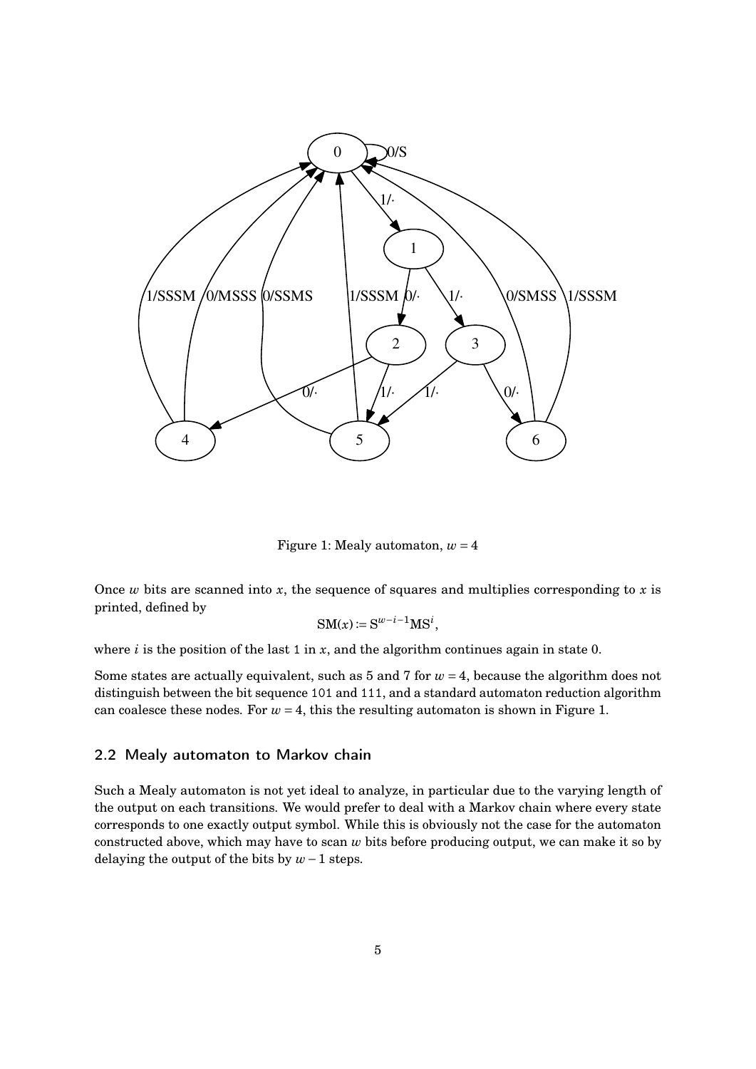Figure 1: Mealy automaton, $w = 4$

Once $w$ bits are scanned into $x$, the sequence of squares and multiplies corresponding to $x$ is printed, defined by

$$\mathrm{SM}(x) := \mathrm{S}^{w-i-1}\mathrm{M}\mathrm{S}^{i},$$

where $i$ is the position of the last 1 in $x$, and the algorithm continues again in state 0.

Some states are actually equivalent, such as 5 and 7 for $w = 4$, because the algorithm does not distinguish between the bit sequence 101 and 111, and a standard automaton reduction algorithm can coalesce these nodes. For $w = 4$, this the resulting automaton is shown in Figure 1.

## 2.2 Mealy automaton to Markov chain

Such a Mealy automaton is not yet ideal to analyze, in particular due to the varying length of the output on each transitions. We would prefer to deal with a Markov chain where every state corresponds to one exactly output symbol. While this is obviously not the case for the automaton constructed above, which may have to scan $w$ bits before producing output, we can make it so by delaying the output of the bits by $w - 1$ steps.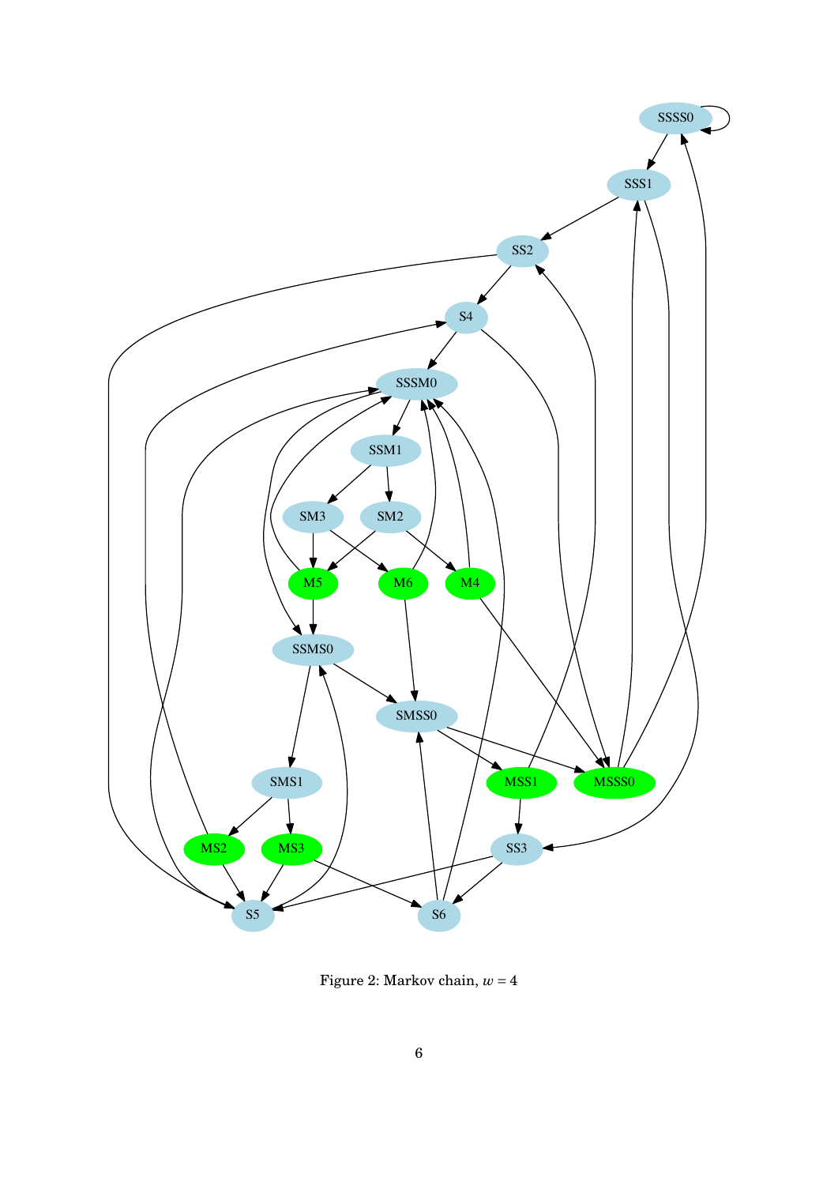Figure 2: Markov chain, $w = 4$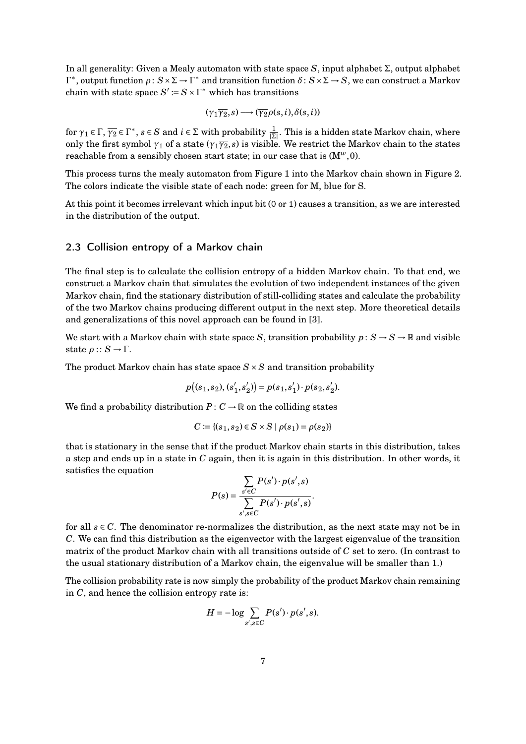In all generality: Given a Mealy automaton with state space $S$, input alphabet $\Sigma$, output alphabet $\Gamma^*$, output function $\rho\colon S \times \Sigma \to \Gamma^*$ and transition function $\delta\colon S \times \Sigma \to S$, we can construct a Markov chain with state space $S' \coloneqq S \times \Gamma^*$ which has transitions

$$(\gamma_1 \overline{\gamma_2}, s) \longrightarrow (\overline{\gamma_2}\rho(s,i), \delta(s,i))$$

for $\gamma_1 \in \Gamma$, $\overline{\gamma_2} \in \Gamma^*$, $s \in S$ and $i \in \Sigma$ with probability $\frac{1}{|\Sigma|}$. This is a hidden state Markov chain, where only the first symbol $\gamma_1$ of a state $(\gamma_1 \overline{\gamma_2}, s)$ is visible. We restrict the Markov chain to the states reachable from a sensibly chosen start state; in our case that is $(\mathrm{M}^w, 0)$.

This process turns the mealy automaton from Figure 1 into the Markov chain shown in Figure 2. The colors indicate the visible state of each node: green for M, blue for S.

At this point it becomes irrelevant which input bit (0 or 1) causes a transition, as we are interested in the distribution of the output.

### 2.3 Collision entropy of a Markov chain

The final step is to calculate the collision entropy of a hidden Markov chain. To that end, we construct a Markov chain that simulates the evolution of two independent instances of the given Markov chain, find the stationary distribution of still-colliding states and calculate the probability of the two Markov chains producing different output in the next step. More theoretical details and generalizations of this novel approach can be found in [3].

We start with a Markov chain with state space $S$, transition probability $p\colon S \to S \to \mathbb{R}$ and visible state $\rho :: S \to \Gamma$.

The product Markov chain has state space $S \times S$ and transition probability

$$p\big((s_1, s_2), (s_1', s_2')\big) = p(s_1, s_1') \cdot p(s_2, s_2').$$

We find a probability distribution $P\colon C \to \mathbb{R}$ on the colliding states

$$C \coloneqq \{(s_1, s_2) \in S \times S \mid \rho(s_1) = \rho(s_2)\}$$

that is stationary in the sense that if the product Markov chain starts in this distribution, takes a step and ends up in a state in $C$ again, then it is again in this distribution. In other words, it satisfies the equation

$$P(s) = \frac{\sum\limits_{s' \in C} P(s') \cdot p(s', s)}{\sum\limits_{s', s \in C} P(s') \cdot p(s', s)}.$$

for all $s \in C$. The denominator re-normalizes the distribution, as the next state may not be in $C$. We can find this distribution as the eigenvector with the largest eigenvalue of the transition matrix of the product Markov chain with all transitions outside of $C$ set to zero. (In contrast to the usual stationary distribution of a Markov chain, the eigenvalue will be smaller than 1.)

The collision probability rate is now simply the probability of the product Markov chain remaining in $C$, and hence the collision entropy rate is:

$$H = -\log \sum_{s', s \in C} P(s') \cdot p(s', s).$$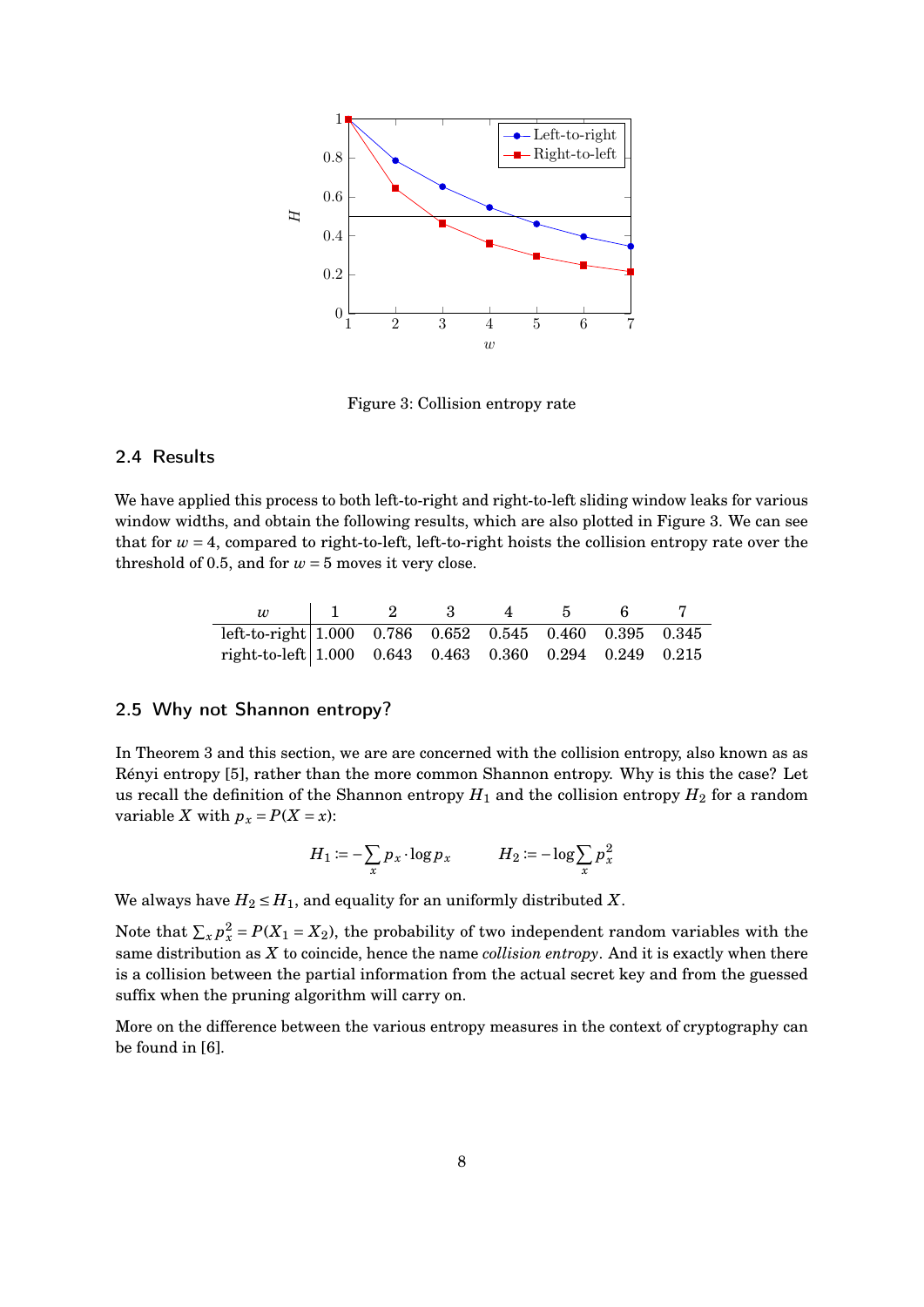Figure 3: Collision entropy rate

### 2.4 Results

We have applied this process to both left-to-right and right-to-left sliding window leaks for various window widths, and obtain the following results, which are also plotted in Figure 3. We can see that for $w = 4$, compared to right-to-left, left-to-right hoists the collision entropy rate over the threshold of 0.5, and for $w = 5$ moves it very close.

| $w$ | 1 | 2 | 3 | 4 | 5 | 6 | 7 |
|---|---|---|---|---|---|---|---|
| left-to-right | 1.000 | 0.786 | 0.652 | 0.545 | 0.460 | 0.395 | 0.345 |
| right-to-left | 1.000 | 0.643 | 0.463 | 0.360 | 0.294 | 0.249 | 0.215 |

### 2.5 Why not Shannon entropy?

In Theorem 3 and this section, we are are concerned with the collision entropy, also known as as Rényi entropy [5], rather than the more common Shannon entropy. Why is this the case? Let us recall the definition of the Shannon entropy $H_1$ and the collision entropy $H_2$ for a random variable $X$ with $p_x = P(X = x)$:

$$H_1 := -\sum_x p_x \cdot \log p_x \qquad H_2 := -\log \sum_x p_x^2$$

We always have $H_2 \leq H_1$, and equality for an uniformly distributed $X$.

Note that $\sum_x p_x^2 = P(X_1 = X_2)$, the probability of two independent random variables with the same distribution as $X$ to coincide, hence the name *collision entropy*. And it is exactly when there is a collision between the partial information from the actual secret key and from the guessed suffix when the pruning algorithm will carry on.

More on the difference between the various entropy measures in the context of cryptography can be found in [6].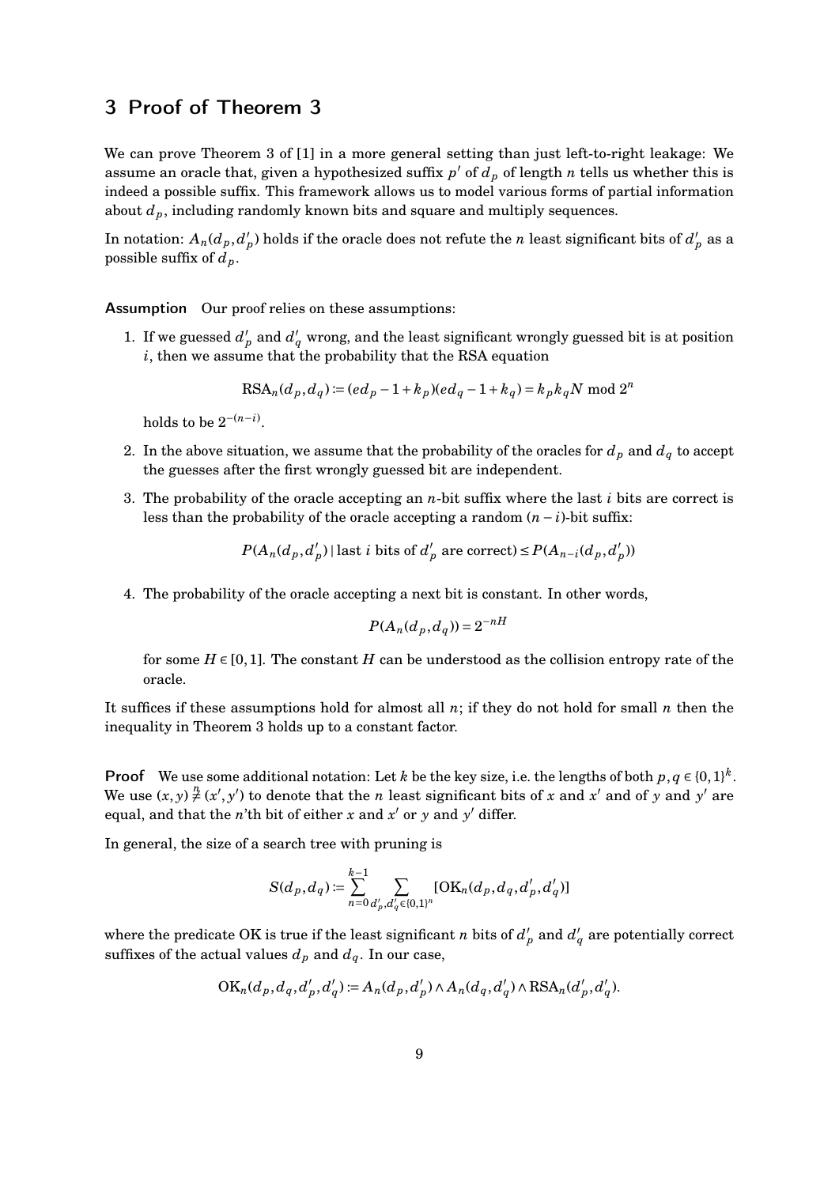## 3 Proof of Theorem 3

We can prove Theorem 3 of [1] in a more general setting than just left-to-right leakage: We assume an oracle that, given a hypothesized suffix $p'$ of $d_p$ of length $n$ tells us whether this is indeed a possible suffix. This framework allows us to model various forms of partial information about $d_p$, including randomly known bits and square and multiply sequences.

In notation: $A_n(d_p, d'_p)$ holds if the oracle does not refute the $n$ least significant bits of $d'_p$ as a possible suffix of $d_p$.

**Assumption** Our proof relies on these assumptions:

1. If we guessed $d'_p$ and $d'_q$ wrong, and the least significant wrongly guessed bit is at position $i$, then we assume that the probability that the RSA equation

$$\mathrm{RSA}_n(d_p, d_q) := (ed_p - 1 + k_p)(ed_q - 1 + k_q) = k_p k_q N \bmod 2^n$$

holds to be $2^{-(n-i)}$.

2. In the above situation, we assume that the probability of the oracles for $d_p$ and $d_q$ to accept the guesses after the first wrongly guessed bit are independent.

3. The probability of the oracle accepting an $n$-bit suffix where the last $i$ bits are correct is less than the probability of the oracle accepting a random $(n-i)$-bit suffix:

$$P(A_n(d_p, d'_p) \mid \text{last } i \text{ bits of } d'_p \text{ are correct}) \leq P(A_{n-i}(d_p, d'_p))$$

4. The probability of the oracle accepting a next bit is constant. In other words,

$$P(A_n(d_p, d_q)) = 2^{-nH}$$

for some $H \in [0,1]$. The constant $H$ can be understood as the collision entropy rate of the oracle.

It suffices if these assumptions hold for almost all $n$; if they do not hold for small $n$ then the inequality in Theorem 3 holds up to a constant factor.

**Proof** We use some additional notation: Let $k$ be the key size, i.e. the lengths of both $p, q \in \{0,1\}^k$. We use $(x, y) \overset{n}{\neq} (x', y')$ to denote that the $n$ least significant bits of $x$ and $x'$ and of $y$ and $y'$ are equal, and that the $n$'th bit of either $x$ and $x'$ or $y$ and $y'$ differ.

In general, the size of a search tree with pruning is

$$S(d_p, d_q) := \sum_{n=0}^{k-1} \sum_{d'_p, d'_q \in \{0,1\}^n} [\mathrm{OK}_n(d_p, d_q, d'_p, d'_q)]$$

where the predicate OK is true if the least significant $n$ bits of $d'_p$ and $d'_q$ are potentially correct suffixes of the actual values $d_p$ and $d_q$. In our case,

$$\mathrm{OK}_n(d_p, d_q, d'_p, d'_q) := A_n(d_p, d'_p) \wedge A_n(d_q, d'_q) \wedge \mathrm{RSA}_n(d'_p, d'_q).$$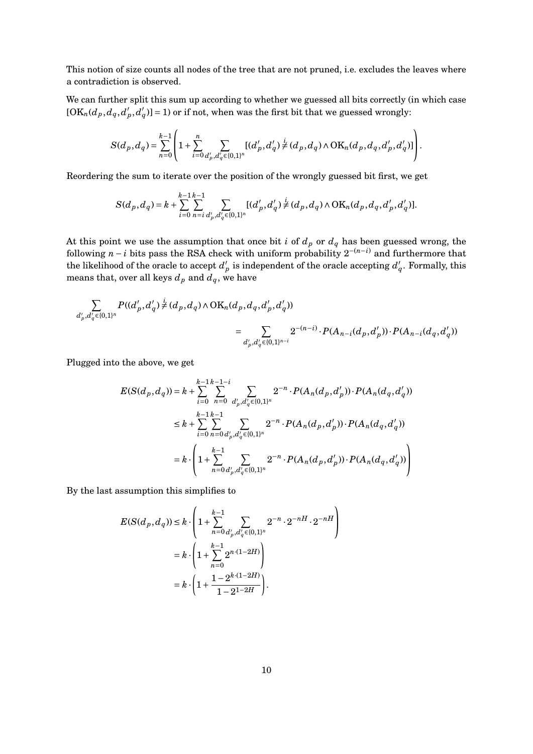This notion of size counts all nodes of the tree that are not pruned, i.e. excludes the leaves where a contradiction is observed.

We can further split this sum up according to whether we guessed all bits correctly (in which case $[\mathrm{OK}_n(d_p, d_q, d'_p, d'_q)] = 1$) or if not, when was the first bit that we guessed wrongly:

$$S(d_p, d_q) = \sum_{n=0}^{k-1} \left( 1 + \sum_{i=0}^{n} \sum_{d'_p, d'_q \in \{0,1\}^n} [(d'_p, d'_q) \overset{i}{\neq} (d_p, d_q) \wedge \mathrm{OK}_n(d_p, d_q, d'_p, d'_q)] \right).$$

Reordering the sum to iterate over the position of the wrongly guessed bit first, we get

$$S(d_p, d_q) = k + \sum_{i=0}^{k-1} \sum_{n=i}^{k-1} \sum_{d'_p, d'_q \in \{0,1\}^n} [(d'_p, d'_q) \overset{i}{\neq} (d_p, d_q) \wedge \mathrm{OK}_n(d_p, d_q, d'_p, d'_q)].$$

At this point we use the assumption that once bit $i$ of $d_p$ or $d_q$ has been guessed wrong, the following $n-i$ bits pass the RSA check with uniform probability $2^{-(n-i)}$ and furthermore that the likelihood of the oracle to accept $d'_p$ is independent of the oracle accepting $d'_q$. Formally, this means that, over all keys $d_p$ and $d_q$, we have

$$\sum_{d'_p, d'_q \in \{0,1\}^n} P((d'_p, d'_q) \overset{i}{\neq} (d_p, d_q) \wedge \mathrm{OK}_n(d_p, d_q, d'_p, d'_q))$$
$$= \sum_{d'_p, d'_q \in \{0,1\}^{n-i}} 2^{-(n-i)} \cdot P(A_{n-i}(d_p, d'_p)) \cdot P(A_{n-i}(d_q, d'_q))$$

Plugged into the above, we get

$$\begin{aligned}
E(S(d_p, d_q)) &= k + \sum_{i=0}^{k-1} \sum_{n=0}^{k-1-i} \sum_{d'_p, d'_q \in \{0,1\}^n} 2^{-n} \cdot P(A_n(d_p, d'_p)) \cdot P(A_n(d_q, d'_q)) \\
&\leq k + \sum_{i=0}^{k-1} \sum_{n=0}^{k-1} \sum_{d'_p, d'_q \in \{0,1\}^n} 2^{-n} \cdot P(A_n(d_p, d'_p)) \cdot P(A_n(d_q, d'_q)) \\
&= k \cdot \left( 1 + \sum_{n=0}^{k-1} \sum_{d'_p, d'_q \in \{0,1\}^n} 2^{-n} \cdot P(A_n(d_p, d'_p)) \cdot P(A_n(d_q, d'_q)) \right)
\end{aligned}$$

By the last assumption this simplifies to

$$\begin{aligned}
E(S(d_p, d_q)) &\leq k \cdot \left( 1 + \sum_{n=0}^{k-1} \sum_{d'_p, d'_q \in \{0,1\}^n} 2^{-n} \cdot 2^{-nH} \cdot 2^{-nH} \right) \\
&= k \cdot \left( 1 + \sum_{n=0}^{k-1} 2^{n \cdot (1-2H)} \right) \\
&= k \cdot \left( 1 + \frac{1 - 2^{k \cdot (1-2H)}}{1 - 2^{1-2H}} \right).
\end{aligned}$$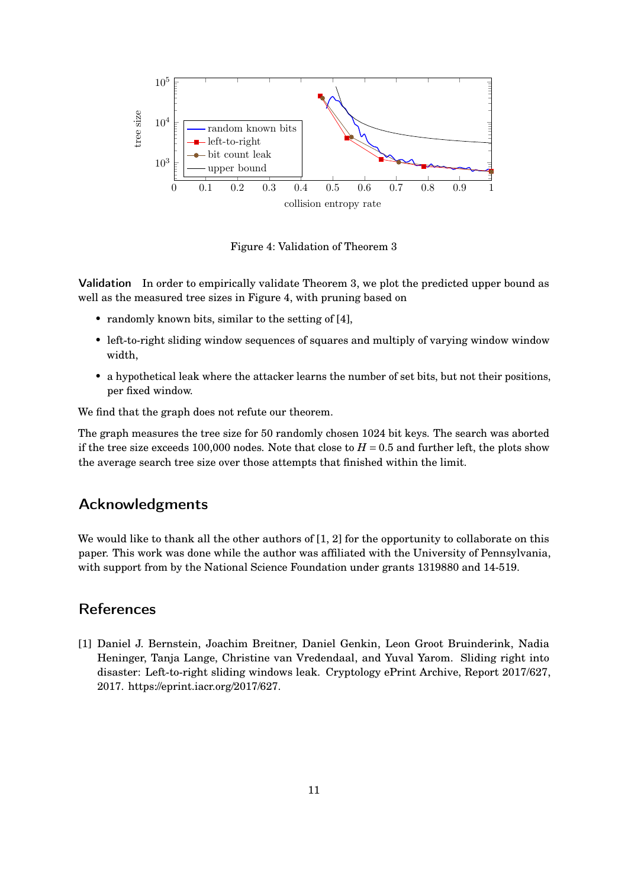Figure 4: Validation of Theorem 3

**Validation** In order to empirically validate Theorem 3, we plot the predicted upper bound as well as the measured tree sizes in Figure 4, with pruning based on

- randomly known bits, similar to the setting of [4],
- left-to-right sliding window sequences of squares and multiply of varying window window width,
- a hypothetical leak where the attacker learns the number of set bits, but not their positions, per fixed window.

We find that the graph does not refute our theorem.

The graph measures the tree size for 50 randomly chosen 1024 bit keys. The search was aborted if the tree size exceeds 100,000 nodes. Note that close to $H = 0.5$ and further left, the plots show the average search tree size over those attempts that finished within the limit.

## Acknowledgments

We would like to thank all the other authors of [1, 2] for the opportunity to collaborate on this paper. This work was done while the author was affiliated with the University of Pennsylvania, with support from by the National Science Foundation under grants 1319880 and 14-519.

## References

[1] Daniel J. Bernstein, Joachim Breitner, Daniel Genkin, Leon Groot Bruinderink, Nadia Heninger, Tanja Lange, Christine van Vredendaal, and Yuval Yarom. Sliding right into disaster: Left-to-right sliding windows leak. Cryptology ePrint Archive, Report 2017/627, 2017. https://eprint.iacr.org/2017/627.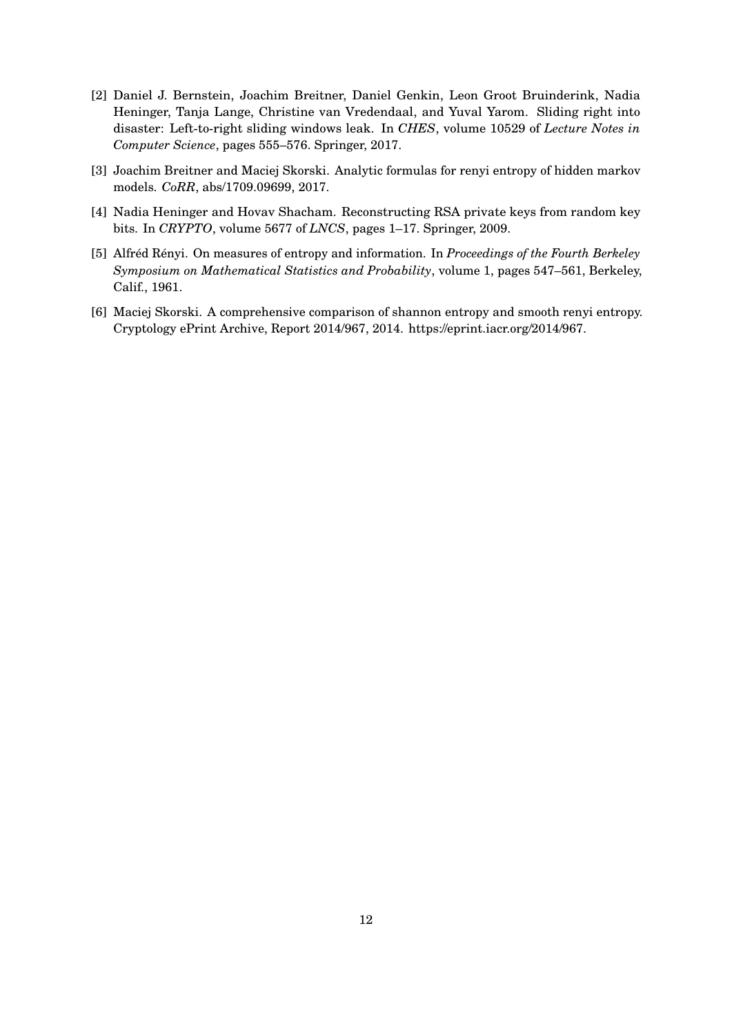[2] Daniel J. Bernstein, Joachim Breitner, Daniel Genkin, Leon Groot Bruinderink, Nadia Heninger, Tanja Lange, Christine van Vredendaal, and Yuval Yarom. Sliding right into disaster: Left-to-right sliding windows leak. In *CHES*, volume 10529 of *Lecture Notes in Computer Science*, pages 555–576. Springer, 2017.

[3] Joachim Breitner and Maciej Skorski. Analytic formulas for renyi entropy of hidden markov models. *CoRR*, abs/1709.09699, 2017.

[4] Nadia Heninger and Hovav Shacham. Reconstructing RSA private keys from random key bits. In *CRYPTO*, volume 5677 of *LNCS*, pages 1–17. Springer, 2009.

[5] Alfréd Rényi. On measures of entropy and information. In *Proceedings of the Fourth Berkeley Symposium on Mathematical Statistics and Probability*, volume 1, pages 547–561, Berkeley, Calif., 1961.

[6] Maciej Skorski. A comprehensive comparison of shannon entropy and smooth renyi entropy. Cryptology ePrint Archive, Report 2014/967, 2014. https://eprint.iacr.org/2014/967.